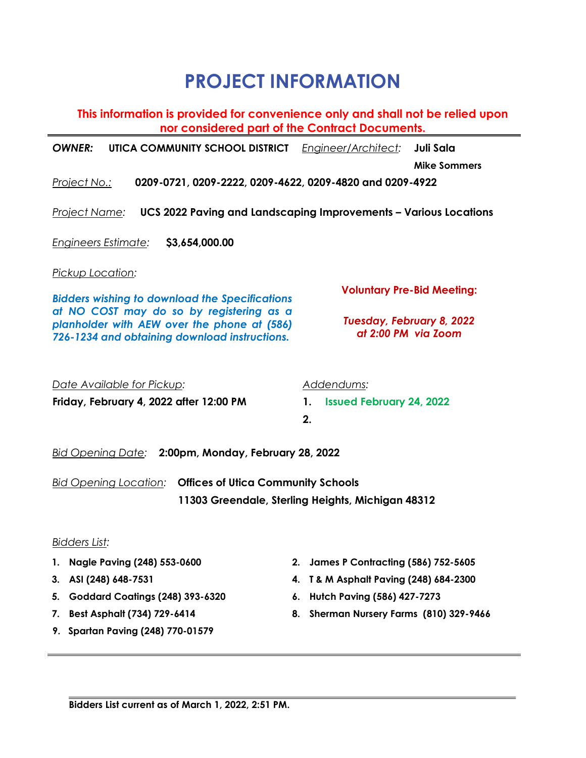# PROJECT INFORMATION

**This information is provided for convenience only and shall not be relied upon nor considered part of the Contract Documents.**

***OWNER:*** **UTICA COMMUNITY SCHOOL DISTRICT** *Engineer/Architect:* **Juli Sala**
**Mike Sommers**

*Project No.:* **0209-0721, 0209-2222, 0209-4622, 0209-4820 and 0209-4922**

*Project Name:* **UCS 2022 Paving and Landscaping Improvements – Various Locations**

*Engineers Estimate:* **$3,654,000.00**

*Pickup Location:*

***Bidders wishing to download the Specifications at NO COST may do so by registering as a planholder with AEW over the phone at (586) 726-1234 and obtaining download instructions.***

**Voluntary Pre-Bid Meeting:**

***Tuesday, February 8, 2022 at 2:00 PM via Zoom***

*Date Available for Pickup:*
**Friday, February 4, 2022 after 12:00 PM**

*Addendums:*
1. **Issued February 24, 2022**
2. 

*Bid Opening Date:* **2:00pm, Monday, February 28, 2022**

*Bid Opening Location:* **Offices of Utica Community Schools**
**11303 Greendale, Sterling Heights, Michigan 48312**

*Bidders List:*

1. **Nagle Paving (248) 553-0600**
2. **James P Contracting (586) 752-5605**
3. **ASI (248) 648-7531**
4. **T & M Asphalt Paving (248) 684-2300**
5. **Goddard Coatings (248) 393-6320**
6. **Hutch Paving (586) 427-7273**
7. **Best Asphalt (734) 729-6414**
8. **Sherman Nursery Farms (810) 329-9466**
9. **Spartan Paving (248) 770-01579**

**Bidders List current as of March 1, 2022, 2:51 PM.**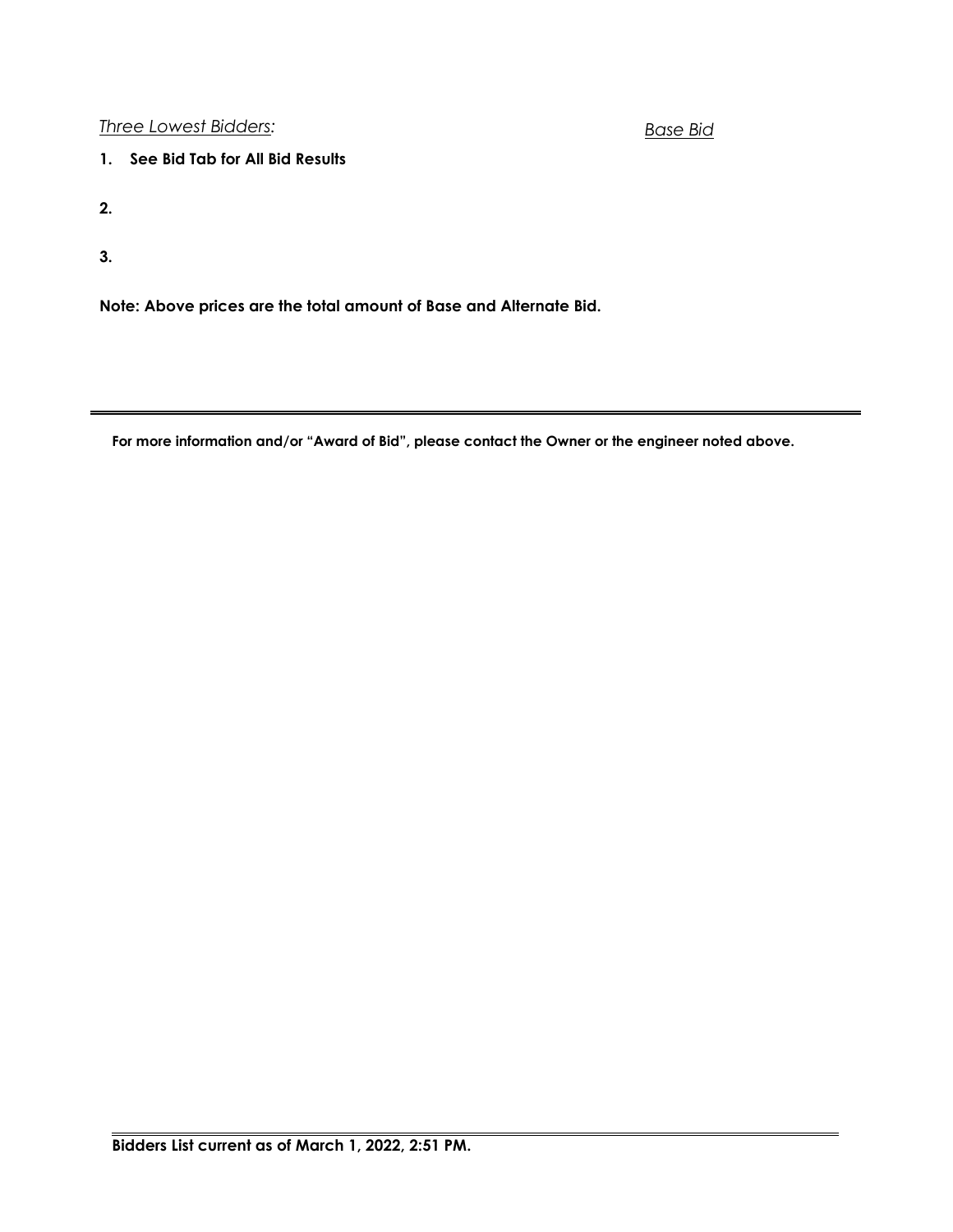*Three Lowest Bidders:* *Base Bid*

1. **See Bid Tab for All Bid Results**

**2.**

**3.**

**Note: Above prices are the total amount of Base and Alternate Bid.**

---

**For more information and/or "Award of Bid", please contact the Owner or the engineer noted above.**

---

**Bidders List current as of March 1, 2022, 2:51 PM.**